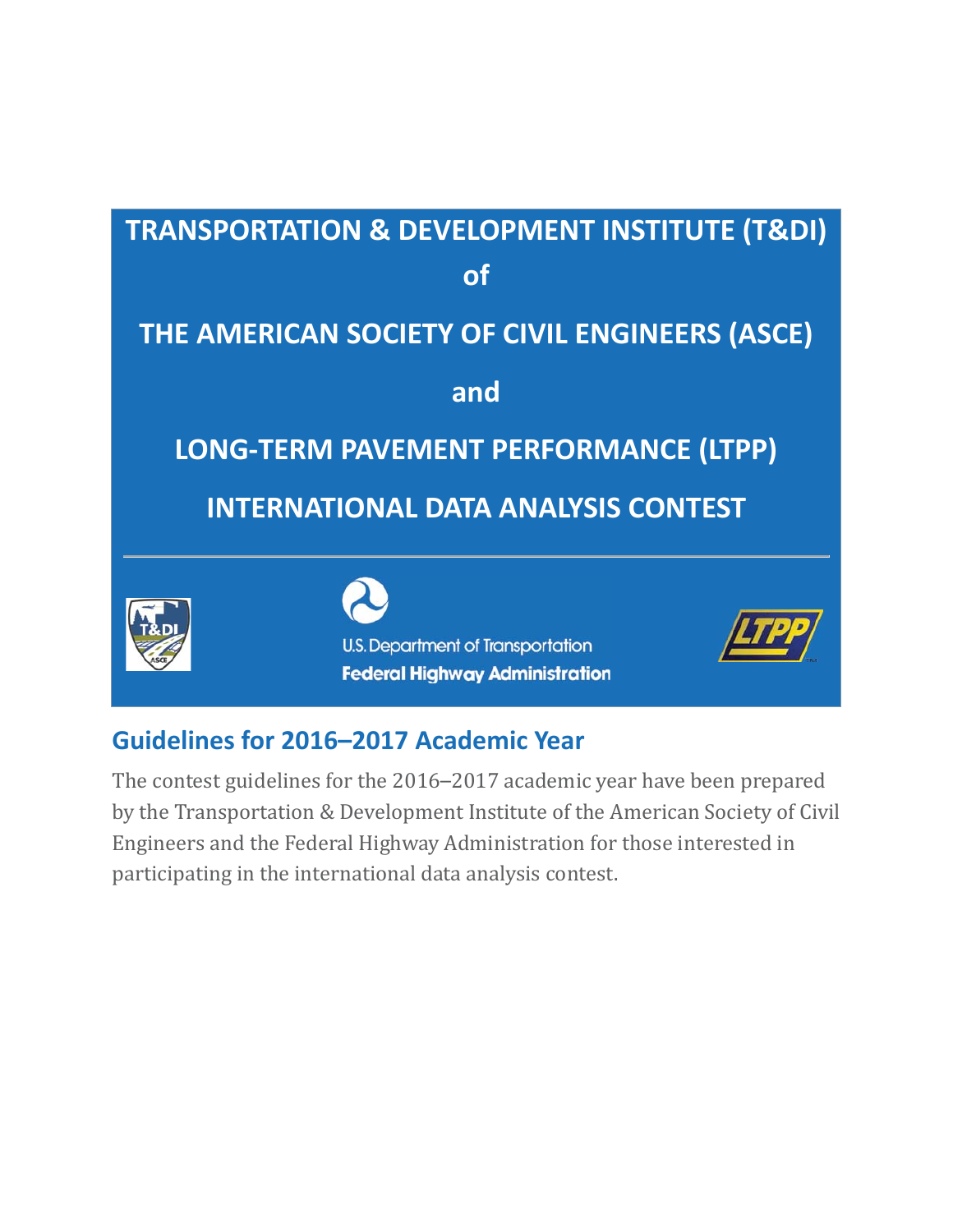# TRANSPORTATION & DEVELOPMENT INSTITUTE (T&DI)

# of

# THE AMERICAN SOCIETY OF CIVIL ENGINEERS (ASCE)

# and

# LONG-TERM PAVEMENT PERFORMANCE (LTPP)

# INTERNATIONAL DATA ANALYSIS CONTEST

U.S. Department of Transportation
**Federal Highway Administration**

## Guidelines for 2016–2017 Academic Year

The contest guidelines for the 2016–2017 academic year have been prepared by the Transportation & Development Institute of the American Society of Civil Engineers and the Federal Highway Administration for those interested in participating in the international data analysis contest.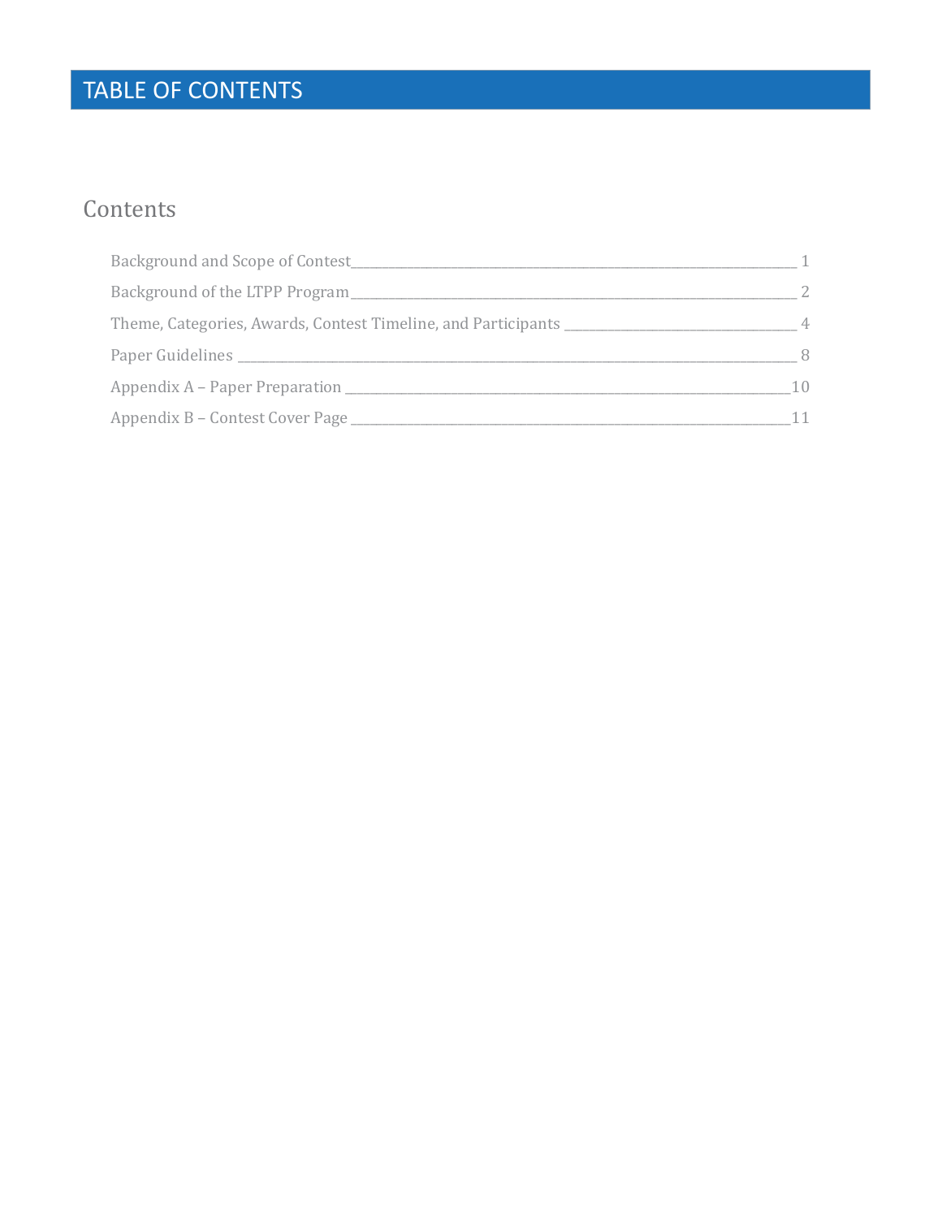# TABLE OF CONTENTS

## Contents

Background and Scope of Contest ........ 1

Background of the LTPP Program ........ 2

Theme, Categories, Awards, Contest Timeline, and Participants ........ 4

Paper Guidelines ........ 8

Appendix A – Paper Preparation ........ 10

Appendix B – Contest Cover Page ........ 11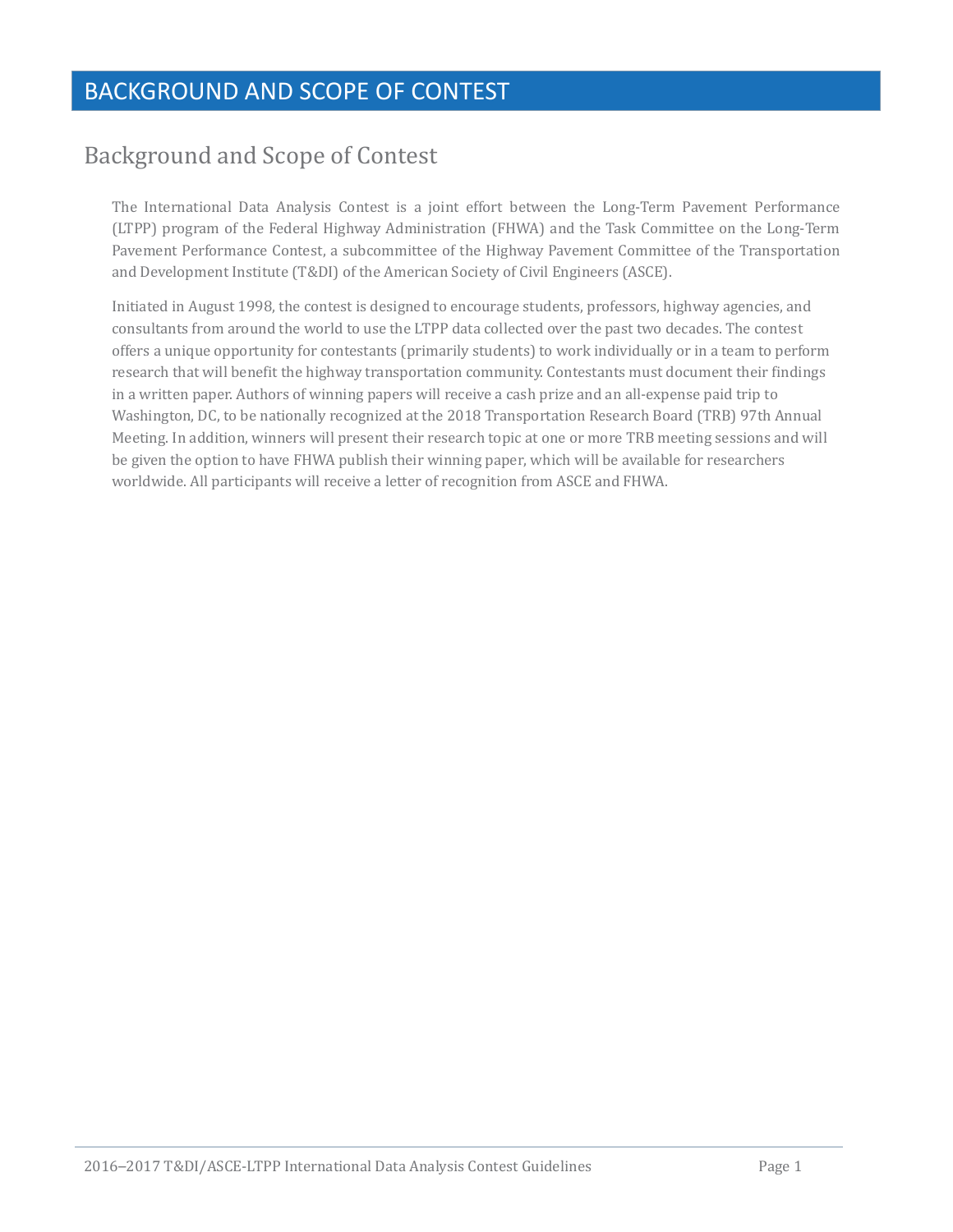# BACKGROUND AND SCOPE OF CONTEST

## Background and Scope of Contest

The International Data Analysis Contest is a joint effort between the Long-Term Pavement Performance (LTPP) program of the Federal Highway Administration (FHWA) and the Task Committee on the Long-Term Pavement Performance Contest, a subcommittee of the Highway Pavement Committee of the Transportation and Development Institute (T&DI) of the American Society of Civil Engineers (ASCE).

Initiated in August 1998, the contest is designed to encourage students, professors, highway agencies, and consultants from around the world to use the LTPP data collected over the past two decades. The contest offers a unique opportunity for contestants (primarily students) to work individually or in a team to perform research that will benefit the highway transportation community. Contestants must document their findings in a written paper. Authors of winning papers will receive a cash prize and an all-expense paid trip to Washington, DC, to be nationally recognized at the 2018 Transportation Research Board (TRB) 97th Annual Meeting. In addition, winners will present their research topic at one or more TRB meeting sessions and will be given the option to have FHWA publish their winning paper, which will be available for researchers worldwide. All participants will receive a letter of recognition from ASCE and FHWA.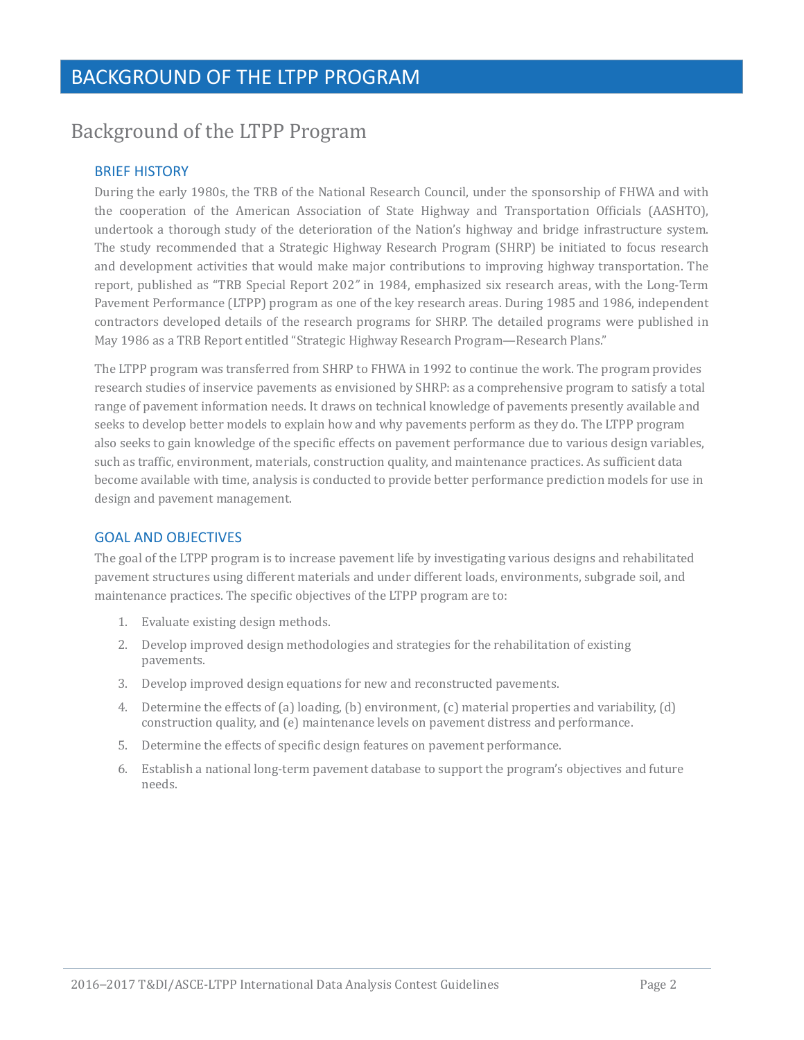# BACKGROUND OF THE LTPP PROGRAM

## Background of the LTPP Program

### BRIEF HISTORY

During the early 1980s, the TRB of the National Research Council, under the sponsorship of FHWA and with the cooperation of the American Association of State Highway and Transportation Officials (AASHTO), undertook a thorough study of the deterioration of the Nation's highway and bridge infrastructure system. The study recommended that a Strategic Highway Research Program (SHRP) be initiated to focus research and development activities that would make major contributions to improving highway transportation. The report, published as "TRB Special Report 202" in 1984, emphasized six research areas, with the Long-Term Pavement Performance (LTPP) program as one of the key research areas. During 1985 and 1986, independent contractors developed details of the research programs for SHRP. The detailed programs were published in May 1986 as a TRB Report entitled "Strategic Highway Research Program—Research Plans."

The LTPP program was transferred from SHRP to FHWA in 1992 to continue the work. The program provides research studies of inservice pavements as envisioned by SHRP: as a comprehensive program to satisfy a total range of pavement information needs. It draws on technical knowledge of pavements presently available and seeks to develop better models to explain how and why pavements perform as they do. The LTPP program also seeks to gain knowledge of the specific effects on pavement performance due to various design variables, such as traffic, environment, materials, construction quality, and maintenance practices. As sufficient data become available with time, analysis is conducted to provide better performance prediction models for use in design and pavement management.

### GOAL AND OBJECTIVES

The goal of the LTPP program is to increase pavement life by investigating various designs and rehabilitated pavement structures using different materials and under different loads, environments, subgrade soil, and maintenance practices. The specific objectives of the LTPP program are to:

1. Evaluate existing design methods.
2. Develop improved design methodologies and strategies for the rehabilitation of existing pavements.
3. Develop improved design equations for new and reconstructed pavements.
4. Determine the effects of (a) loading, (b) environment, (c) material properties and variability, (d) construction quality, and (e) maintenance levels on pavement distress and performance.
5. Determine the effects of specific design features on pavement performance.
6. Establish a national long-term pavement database to support the program's objectives and future needs.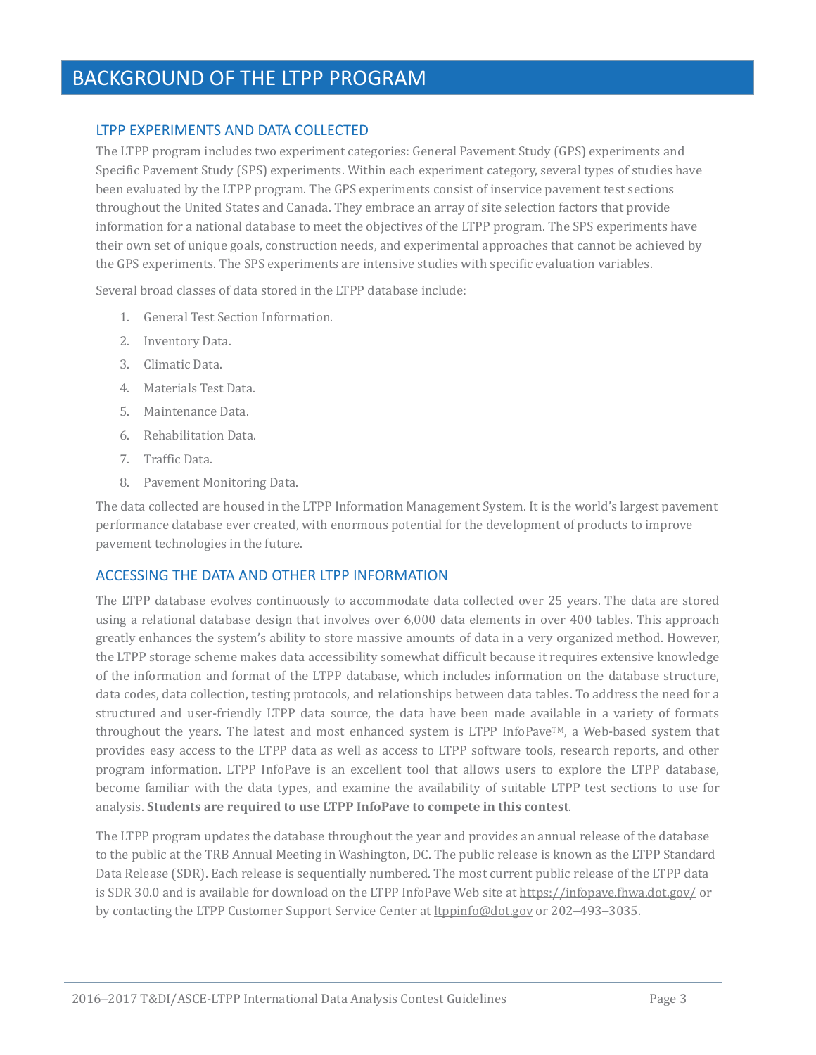# BACKGROUND OF THE LTPP PROGRAM

## LTPP EXPERIMENTS AND DATA COLLECTED

The LTPP program includes two experiment categories: General Pavement Study (GPS) experiments and Specific Pavement Study (SPS) experiments. Within each experiment category, several types of studies have been evaluated by the LTPP program. The GPS experiments consist of inservice pavement test sections throughout the United States and Canada. They embrace an array of site selection factors that provide information for a national database to meet the objectives of the LTPP program. The SPS experiments have their own set of unique goals, construction needs, and experimental approaches that cannot be achieved by the GPS experiments. The SPS experiments are intensive studies with specific evaluation variables.

Several broad classes of data stored in the LTPP database include:

1. General Test Section Information.
2. Inventory Data.
3. Climatic Data.
4. Materials Test Data.
5. Maintenance Data.
6. Rehabilitation Data.
7. Traffic Data.
8. Pavement Monitoring Data.

The data collected are housed in the LTPP Information Management System. It is the world's largest pavement performance database ever created, with enormous potential for the development of products to improve pavement technologies in the future.

## ACCESSING THE DATA AND OTHER LTPP INFORMATION

The LTPP database evolves continuously to accommodate data collected over 25 years. The data are stored using a relational database design that involves over 6,000 data elements in over 400 tables. This approach greatly enhances the system's ability to store massive amounts of data in a very organized method. However, the LTPP storage scheme makes data accessibility somewhat difficult because it requires extensive knowledge of the information and format of the LTPP database, which includes information on the database structure, data codes, data collection, testing protocols, and relationships between data tables. To address the need for a structured and user-friendly LTPP data source, the data have been made available in a variety of formats throughout the years. The latest and most enhanced system is LTPP InfoPave™, a Web-based system that provides easy access to the LTPP data as well as access to LTPP software tools, research reports, and other program information. LTPP InfoPave is an excellent tool that allows users to explore the LTPP database, become familiar with the data types, and examine the availability of suitable LTPP test sections to use for analysis. **Students are required to use LTPP InfoPave to compete in this contest**.

The LTPP program updates the database throughout the year and provides an annual release of the database to the public at the TRB Annual Meeting in Washington, DC. The public release is known as the LTPP Standard Data Release (SDR). Each release is sequentially numbered. The most current public release of the LTPP data is SDR 30.0 and is available for download on the LTPP InfoPave Web site at https://infopave.fhwa.dot.gov/ or by contacting the LTPP Customer Support Service Center at ltppinfo@dot.gov or 202–493–3035.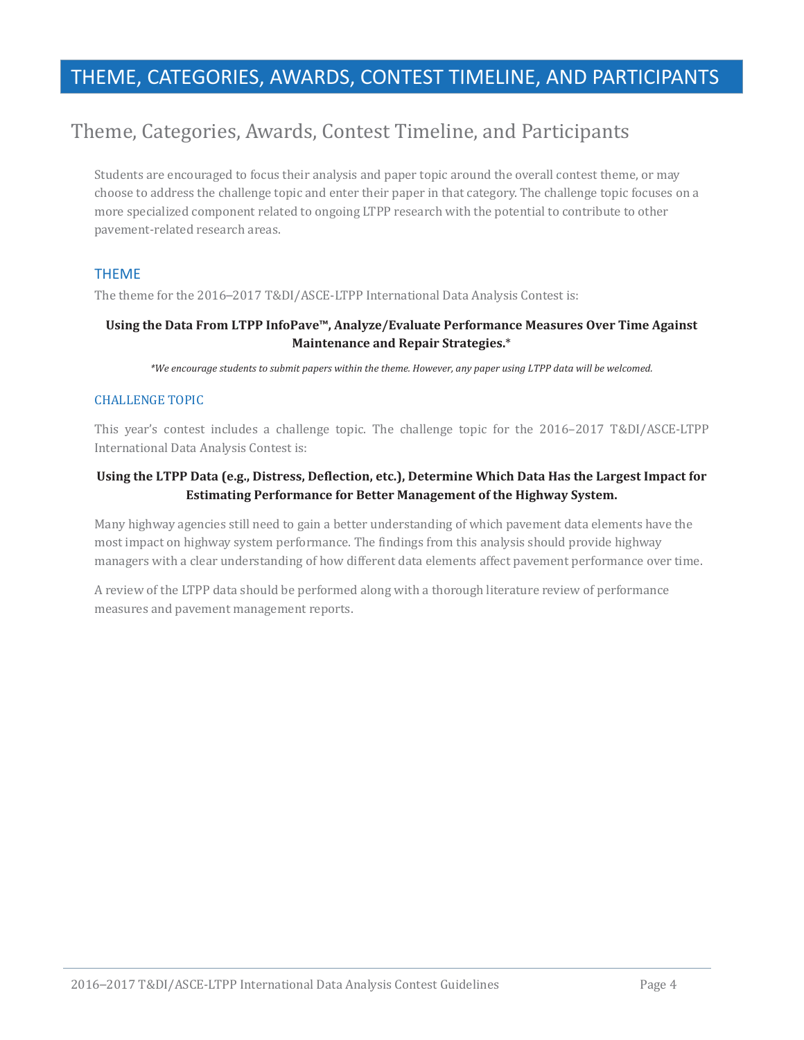# THEME, CATEGORIES, AWARDS, CONTEST TIMELINE, AND PARTICIPANTS

## Theme, Categories, Awards, Contest Timeline, and Participants

Students are encouraged to focus their analysis and paper topic around the overall contest theme, or may choose to address the challenge topic and enter their paper in that category. The challenge topic focuses on a more specialized component related to ongoing LTPP research with the potential to contribute to other pavement-related research areas.

### THEME

The theme for the 2016–2017 T&DI/ASCE-LTPP International Data Analysis Contest is:

**Using the Data From LTPP InfoPave™, Analyze/Evaluate Performance Measures Over Time Against Maintenance and Repair Strategies.***

*\*We encourage students to submit papers within the theme. However, any paper using LTPP data will be welcomed.*

#### CHALLENGE TOPIC

This year's contest includes a challenge topic. The challenge topic for the 2016–2017 T&DI/ASCE-LTPP International Data Analysis Contest is:

**Using the LTPP Data (e.g., Distress, Deflection, etc.), Determine Which Data Has the Largest Impact for Estimating Performance for Better Management of the Highway System.**

Many highway agencies still need to gain a better understanding of which pavement data elements have the most impact on highway system performance. The findings from this analysis should provide highway managers with a clear understanding of how different data elements affect pavement performance over time.

A review of the LTPP data should be performed along with a thorough literature review of performance measures and pavement management reports.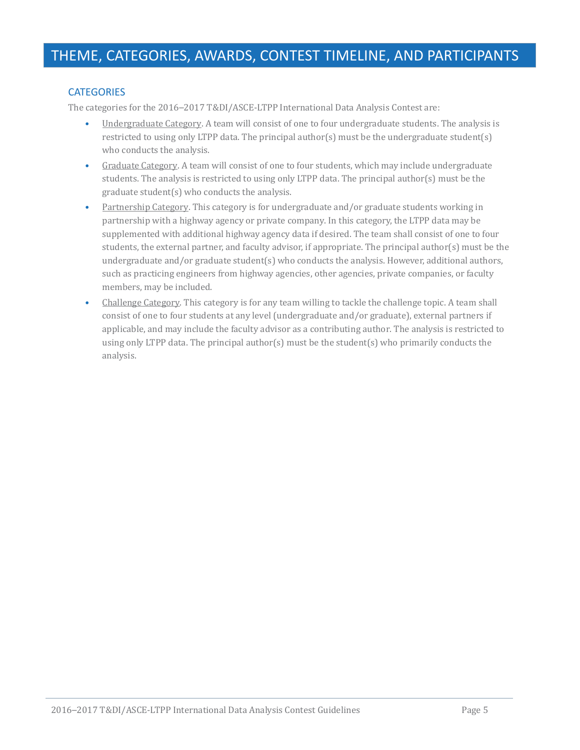# THEME, CATEGORIES, AWARDS, CONTEST TIMELINE, AND PARTICIPANTS

## CATEGORIES

The categories for the 2016–2017 T&DI/ASCE-LTPP International Data Analysis Contest are:

- Undergraduate Category. A team will consist of one to four undergraduate students. The analysis is restricted to using only LTPP data. The principal author(s) must be the undergraduate student(s) who conducts the analysis.
- Graduate Category. A team will consist of one to four students, which may include undergraduate students. The analysis is restricted to using only LTPP data. The principal author(s) must be the graduate student(s) who conducts the analysis.
- Partnership Category. This category is for undergraduate and/or graduate students working in partnership with a highway agency or private company. In this category, the LTPP data may be supplemented with additional highway agency data if desired. The team shall consist of one to four students, the external partner, and faculty advisor, if appropriate. The principal author(s) must be the undergraduate and/or graduate student(s) who conducts the analysis. However, additional authors, such as practicing engineers from highway agencies, other agencies, private companies, or faculty members, may be included.
- Challenge Category. This category is for any team willing to tackle the challenge topic. A team shall consist of one to four students at any level (undergraduate and/or graduate), external partners if applicable, and may include the faculty advisor as a contributing author. The analysis is restricted to using only LTPP data. The principal author(s) must be the student(s) who primarily conducts the analysis.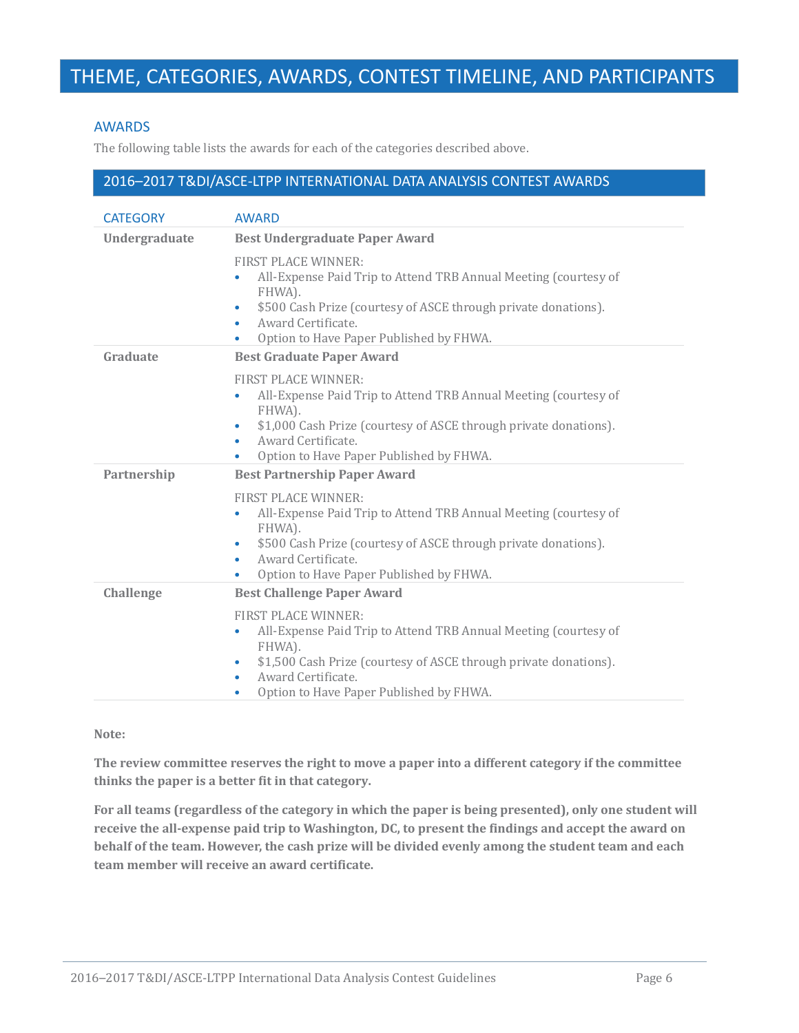# THEME, CATEGORIES, AWARDS, CONTEST TIMELINE, AND PARTICIPANTS

## AWARDS

The following table lists the awards for each of the categories described above.

| 2016–2017 T&DI/ASCE-LTPP INTERNATIONAL DATA ANALYSIS CONTEST AWARDS | |
|---|---|
| CATEGORY | AWARD |
| **Undergraduate** | **Best Undergraduate Paper Award**<br><br>FIRST PLACE WINNER:<br>• All-Expense Paid Trip to Attend TRB Annual Meeting (courtesy of FHWA).<br>• $500 Cash Prize (courtesy of ASCE through private donations).<br>• Award Certificate.<br>• Option to Have Paper Published by FHWA. |
| **Graduate** | **Best Graduate Paper Award**<br><br>FIRST PLACE WINNER:<br>• All-Expense Paid Trip to Attend TRB Annual Meeting (courtesy of FHWA).<br>• $1,000 Cash Prize (courtesy of ASCE through private donations).<br>• Award Certificate.<br>• Option to Have Paper Published by FHWA. |
| **Partnership** | **Best Partnership Paper Award**<br><br>FIRST PLACE WINNER:<br>• All-Expense Paid Trip to Attend TRB Annual Meeting (courtesy of FHWA).<br>• $500 Cash Prize (courtesy of ASCE through private donations).<br>• Award Certificate.<br>• Option to Have Paper Published by FHWA. |
| **Challenge** | **Best Challenge Paper Award**<br><br>FIRST PLACE WINNER:<br>• All-Expense Paid Trip to Attend TRB Annual Meeting (courtesy of FHWA).<br>• $1,500 Cash Prize (courtesy of ASCE through private donations).<br>• Award Certificate.<br>• Option to Have Paper Published by FHWA. |

**Note:**

**The review committee reserves the right to move a paper into a different category if the committee thinks the paper is a better fit in that category.**

**For all teams (regardless of the category in which the paper is being presented), only one student will receive the all-expense paid trip to Washington, DC, to present the findings and accept the award on behalf of the team. However, the cash prize will be divided evenly among the student team and each team member will receive an award certificate.**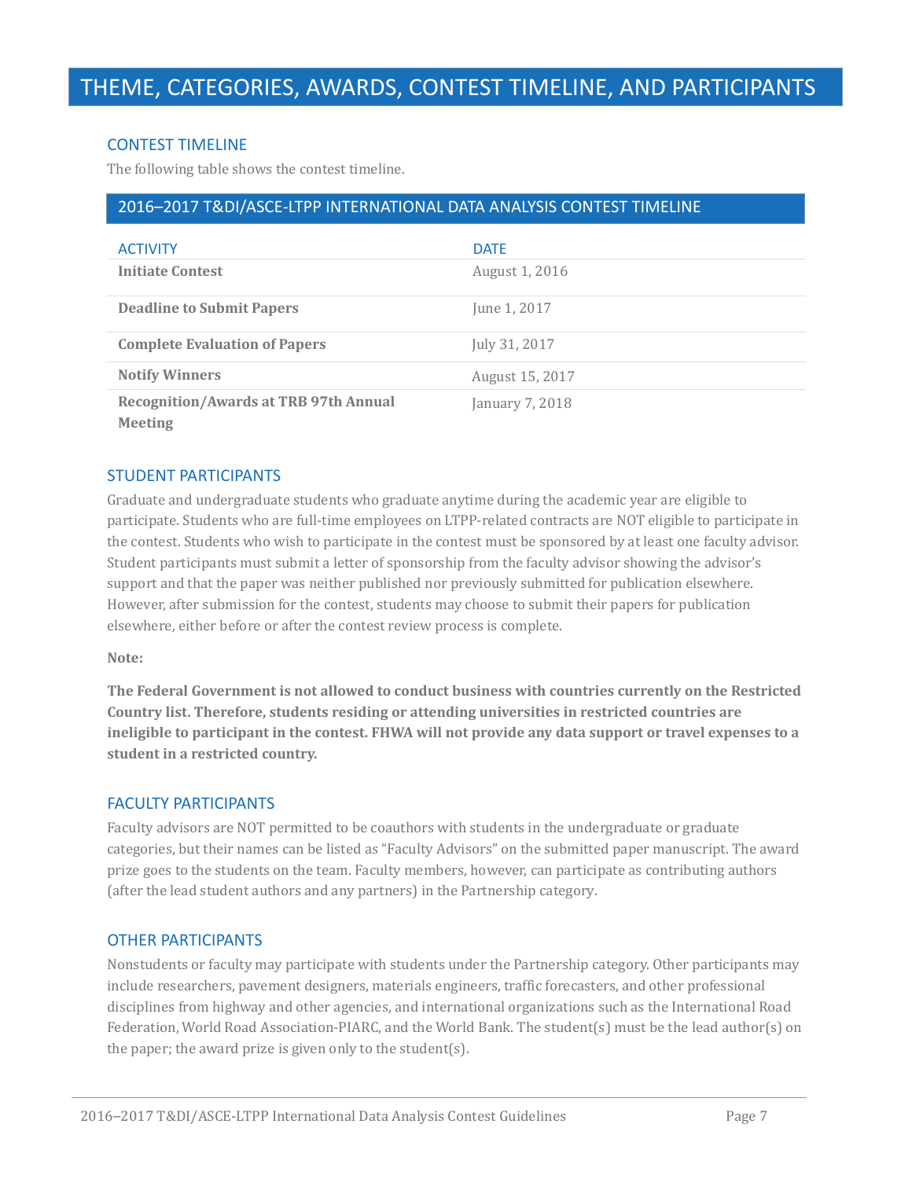# THEME, CATEGORIES, AWARDS, CONTEST TIMELINE, AND PARTICIPANTS

## CONTEST TIMELINE

The following table shows the contest timeline.

**2016–2017 T&DI/ASCE-LTPP INTERNATIONAL DATA ANALYSIS CONTEST TIMELINE**

| ACTIVITY | DATE |
|---|---|
| **Initiate Contest** | August 1, 2016 |
| **Deadline to Submit Papers** | June 1, 2017 |
| **Complete Evaluation of Papers** | July 31, 2017 |
| **Notify Winners** | August 15, 2017 |
| **Recognition/Awards at TRB 97th Annual Meeting** | January 7, 2018 |

## STUDENT PARTICIPANTS

Graduate and undergraduate students who graduate anytime during the academic year are eligible to participate. Students who are full-time employees on LTPP-related contracts are NOT eligible to participate in the contest. Students who wish to participate in the contest must be sponsored by at least one faculty advisor. Student participants must submit a letter of sponsorship from the faculty advisor showing the advisor's support and that the paper was neither published nor previously submitted for publication elsewhere. However, after submission for the contest, students may choose to submit their papers for publication elsewhere, either before or after the contest review process is complete.

**Note:**

**The Federal Government is not allowed to conduct business with countries currently on the Restricted Country list. Therefore, students residing or attending universities in restricted countries are ineligible to participant in the contest. FHWA will not provide any data support or travel expenses to a student in a restricted country.**

## FACULTY PARTICIPANTS

Faculty advisors are NOT permitted to be coauthors with students in the undergraduate or graduate categories, but their names can be listed as "Faculty Advisors" on the submitted paper manuscript. The award prize goes to the students on the team. Faculty members, however, can participate as contributing authors (after the lead student authors and any partners) in the Partnership category.

## OTHER PARTICIPANTS

Nonstudents or faculty may participate with students under the Partnership category. Other participants may include researchers, pavement designers, materials engineers, traffic forecasters, and other professional disciplines from highway and other agencies, and international organizations such as the International Road Federation, World Road Association-PIARC, and the World Bank. The student(s) must be the lead author(s) on the paper; the award prize is given only to the student(s).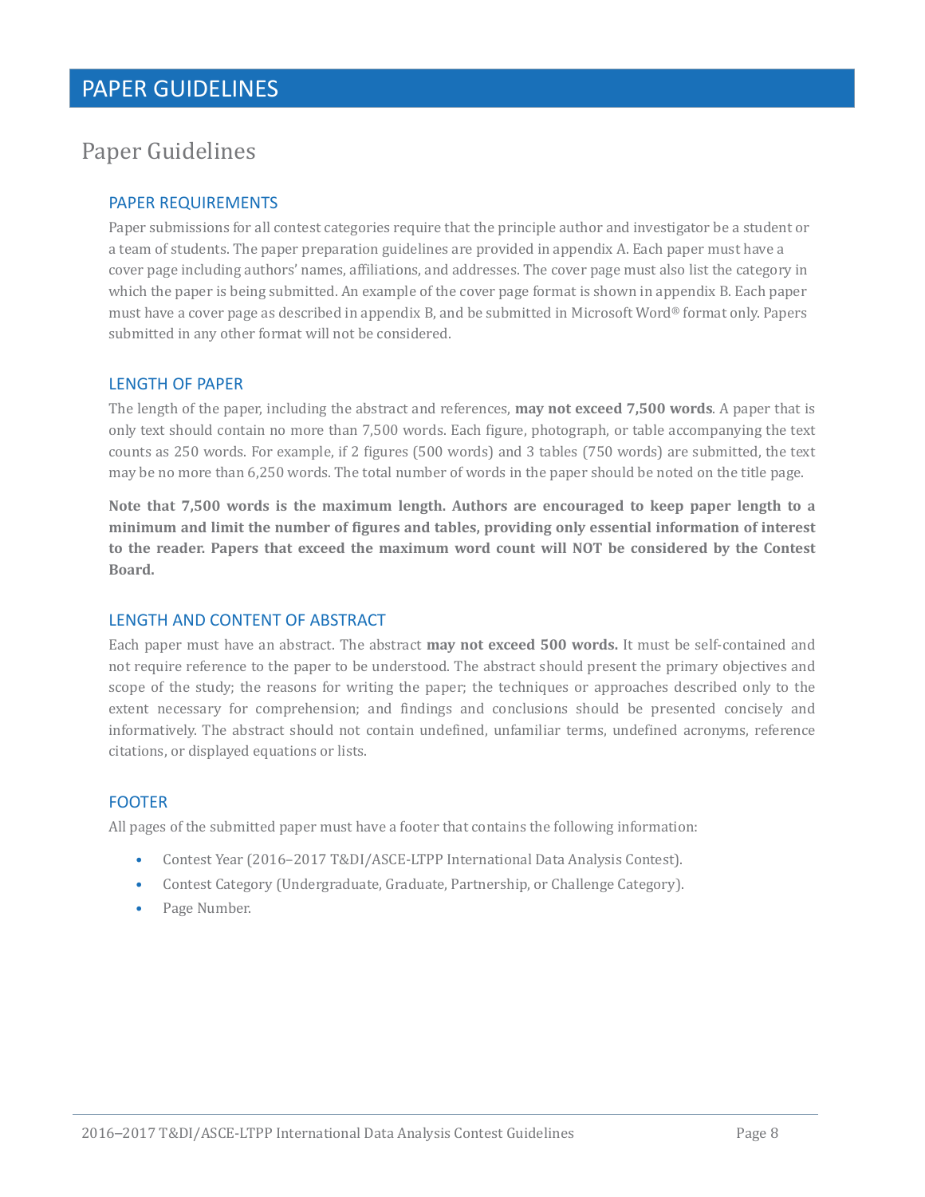# PAPER GUIDELINES

## Paper Guidelines

### PAPER REQUIREMENTS

Paper submissions for all contest categories require that the principle author and investigator be a student or a team of students. The paper preparation guidelines are provided in appendix A. Each paper must have a cover page including authors' names, affiliations, and addresses. The cover page must also list the category in which the paper is being submitted. An example of the cover page format is shown in appendix B. Each paper must have a cover page as described in appendix B, and be submitted in Microsoft Word® format only. Papers submitted in any other format will not be considered.

### LENGTH OF PAPER

The length of the paper, including the abstract and references, **may not exceed 7,500 words**. A paper that is only text should contain no more than 7,500 words. Each figure, photograph, or table accompanying the text counts as 250 words. For example, if 2 figures (500 words) and 3 tables (750 words) are submitted, the text may be no more than 6,250 words. The total number of words in the paper should be noted on the title page.

**Note that 7,500 words is the maximum length. Authors are encouraged to keep paper length to a minimum and limit the number of figures and tables, providing only essential information of interest to the reader. Papers that exceed the maximum word count will NOT be considered by the Contest Board.**

### LENGTH AND CONTENT OF ABSTRACT

Each paper must have an abstract. The abstract **may not exceed 500 words.** It must be self-contained and not require reference to the paper to be understood. The abstract should present the primary objectives and scope of the study; the reasons for writing the paper; the techniques or approaches described only to the extent necessary for comprehension; and findings and conclusions should be presented concisely and informatively. The abstract should not contain undefined, unfamiliar terms, undefined acronyms, reference citations, or displayed equations or lists.

### FOOTER

All pages of the submitted paper must have a footer that contains the following information:

- Contest Year (2016–2017 T&DI/ASCE-LTPP International Data Analysis Contest).
- Contest Category (Undergraduate, Graduate, Partnership, or Challenge Category).
- Page Number.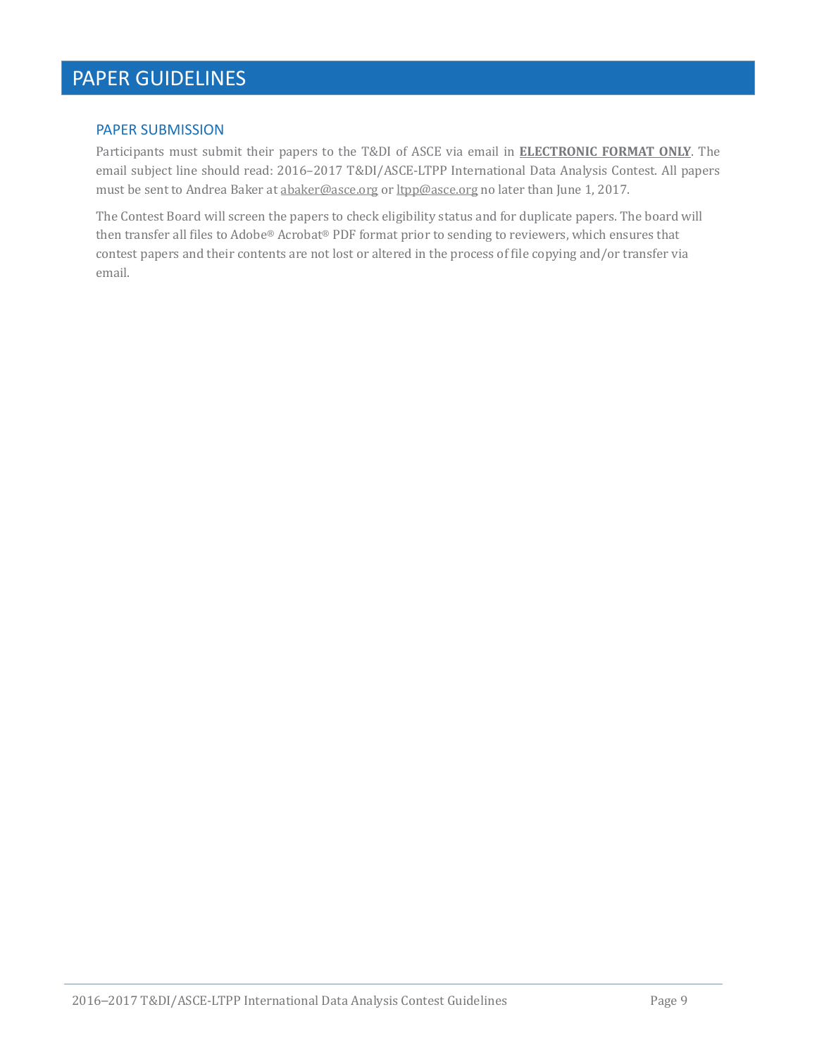# PAPER GUIDELINES

## PAPER SUBMISSION

Participants must submit their papers to the T&DI of ASCE via email in **ELECTRONIC FORMAT ONLY**. The email subject line should read: 2016–2017 T&DI/ASCE-LTPP International Data Analysis Contest. All papers must be sent to Andrea Baker at abaker@asce.org or ltpp@asce.org no later than June 1, 2017.

The Contest Board will screen the papers to check eligibility status and for duplicate papers. The board will then transfer all files to Adobe® Acrobat® PDF format prior to sending to reviewers, which ensures that contest papers and their contents are not lost or altered in the process of file copying and/or transfer via email.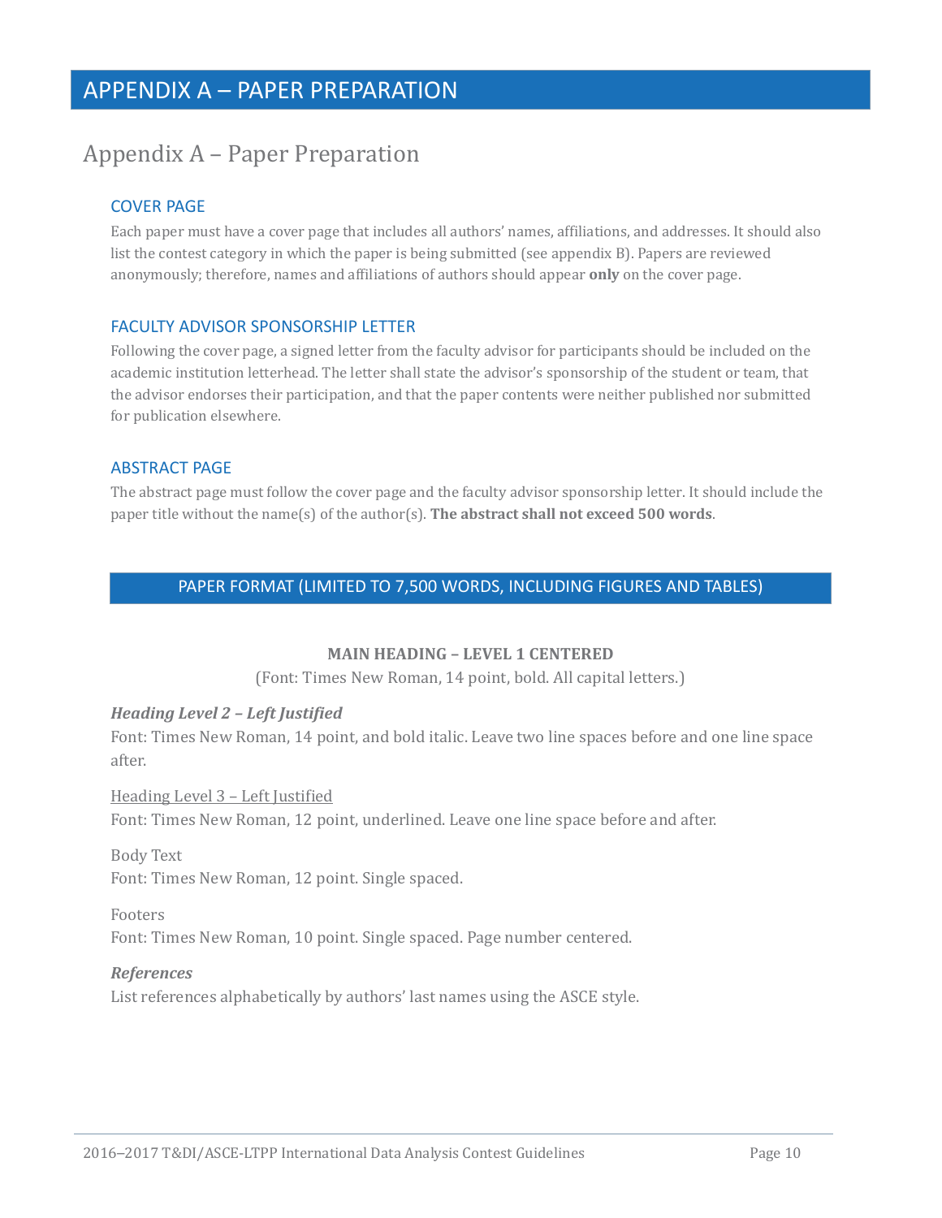# APPENDIX A – PAPER PREPARATION

## Appendix A – Paper Preparation

### COVER PAGE

Each paper must have a cover page that includes all authors' names, affiliations, and addresses. It should also list the contest category in which the paper is being submitted (see appendix B). Papers are reviewed anonymously; therefore, names and affiliations of authors should appear **only** on the cover page.

### FACULTY ADVISOR SPONSORSHIP LETTER

Following the cover page, a signed letter from the faculty advisor for participants should be included on the academic institution letterhead. The letter shall state the advisor's sponsorship of the student or team, that the advisor endorses their participation, and that the paper contents were neither published nor submitted for publication elsewhere.

### ABSTRACT PAGE

The abstract page must follow the cover page and the faculty advisor sponsorship letter. It should include the paper title without the name(s) of the author(s). **The abstract shall not exceed 500 words**.

### PAPER FORMAT (LIMITED TO 7,500 WORDS, INCLUDING FIGURES AND TABLES)

**MAIN HEADING – LEVEL 1 CENTERED**

(Font: Times New Roman, 14 point, bold. All capital letters.)

***Heading Level 2 – Left Justified***

Font: Times New Roman, 14 point, and bold italic. Leave two line spaces before and one line space after.

<u>Heading Level 3 – Left Justified</u>

Font: Times New Roman, 12 point, underlined. Leave one line space before and after.

Body Text

Font: Times New Roman, 12 point. Single spaced.

Footers

Font: Times New Roman, 10 point. Single spaced. Page number centered.

***References***

List references alphabetically by authors' last names using the ASCE style.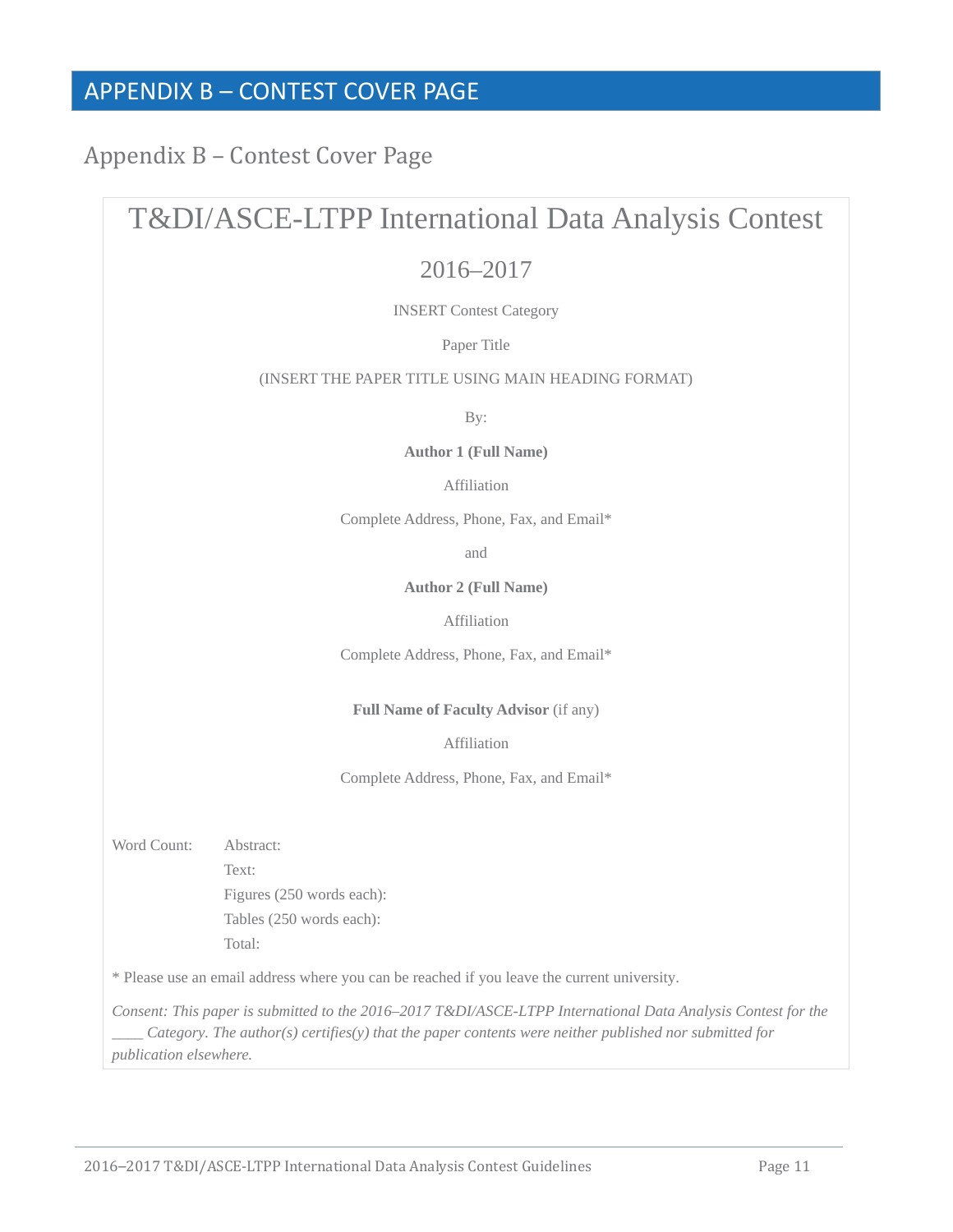# APPENDIX B – CONTEST COVER PAGE

## Appendix B – Contest Cover Page

T&DI/ASCE-LTPP International Data Analysis Contest

2016–2017

INSERT Contest Category

Paper Title

(INSERT THE PAPER TITLE USING MAIN HEADING FORMAT)

By:

**Author 1 (Full Name)**

Affiliation

Complete Address, Phone, Fax, and Email*

and

**Author 2 (Full Name)**

Affiliation

Complete Address, Phone, Fax, and Email*

**Full Name of Faculty Advisor** (if any)

Affiliation

Complete Address, Phone, Fax, and Email*

Word Count: Abstract:

Text:

Figures (250 words each):

Tables (250 words each):

Total:

* Please use an email address where you can be reached if you leave the current university.

*Consent: This paper is submitted to the 2016–2017 T&DI/ASCE-LTPP International Data Analysis Contest for the ____ Category. The author(s) certifies(y) that the paper contents were neither published nor submitted for publication elsewhere.*